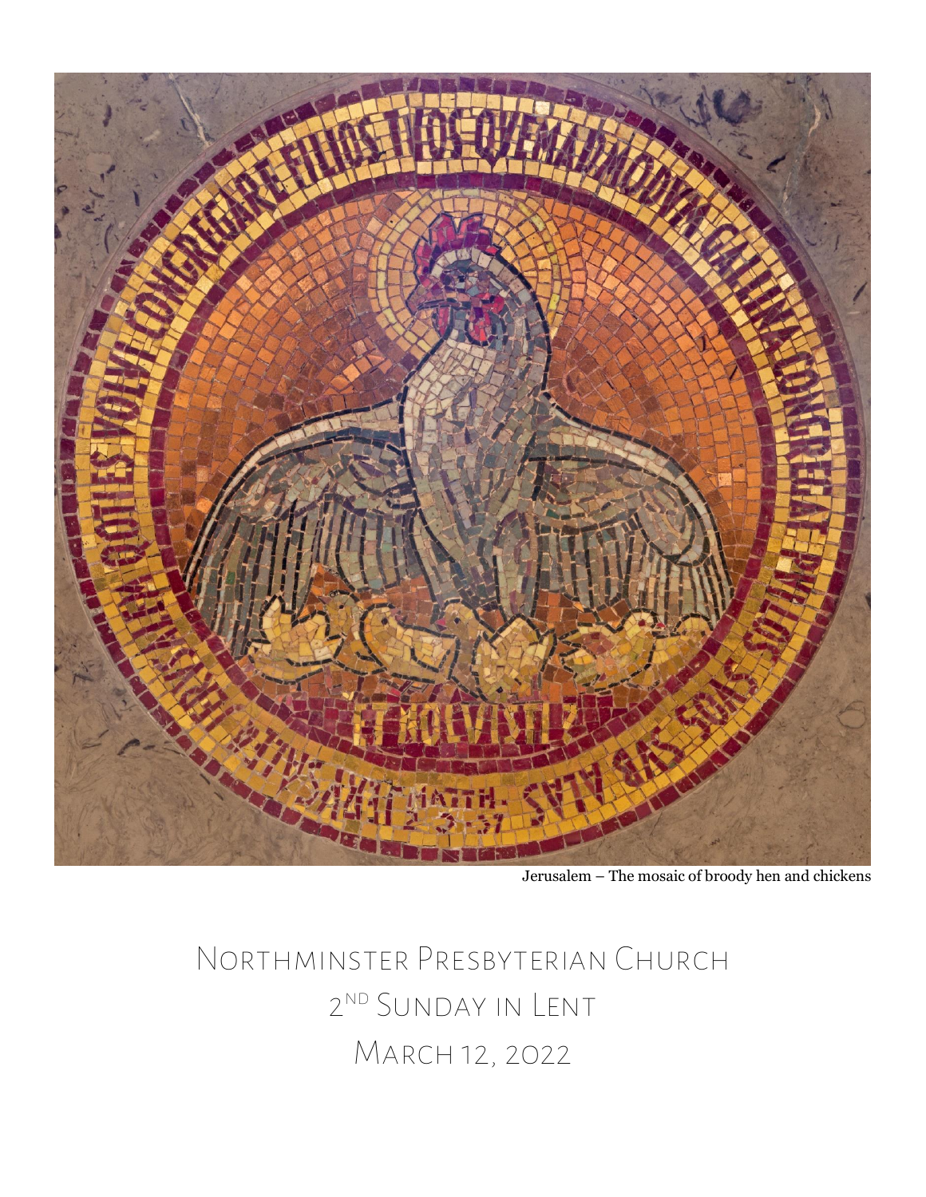Jerusalem – The mosaic of broody hen and chickens

# Northminster Presbyterian Church

## 2nd Sunday in Lent

## March 12, 2022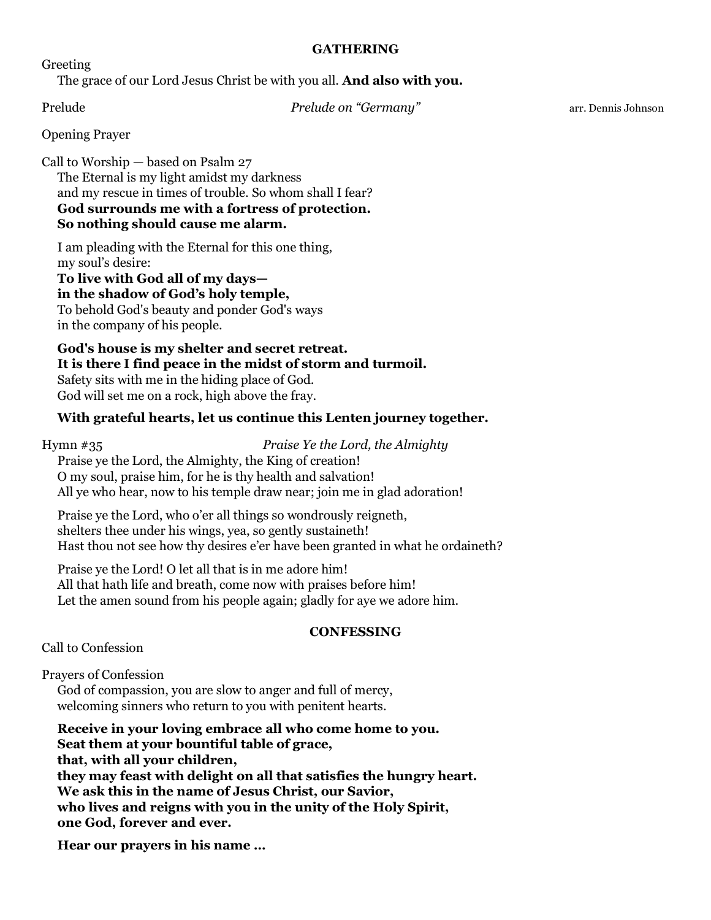## GATHERING

Greeting

The grace of our Lord Jesus Christ be with you all. **And also with you.**

Prelude *Prelude on "Germany"* arr. Dennis Johnson

Opening Prayer

Call to Worship — based on Psalm 27

The Eternal is my light amidst my darkness
and my rescue in times of trouble. So whom shall I fear?
**God surrounds me with a fortress of protection.**
**So nothing should cause me alarm.**

I am pleading with the Eternal for this one thing,
my soul's desire:
**To live with God all of my days—**
**in the shadow of God's holy temple,**
To behold God's beauty and ponder God's ways
in the company of his people.

**God's house is my shelter and secret retreat.**
**It is there I find peace in the midst of storm and turmoil.**
Safety sits with me in the hiding place of God.
God will set me on a rock, high above the fray.

**With grateful hearts, let us continue this Lenten journey together.**

Hymn #35 *Praise Ye the Lord, the Almighty*

Praise ye the Lord, the Almighty, the King of creation!
O my soul, praise him, for he is thy health and salvation!
All ye who hear, now to his temple draw near; join me in glad adoration!

Praise ye the Lord, who o'er all things so wondrously reigneth,
shelters thee under his wings, yea, so gently sustaineth!
Hast thou not see how thy desires e'er have been granted in what he ordaineth?

Praise ye the Lord! O let all that is in me adore him!
All that hath life and breath, come now with praises before him!
Let the amen sound from his people again; gladly for aye we adore him.

## CONFESSING

Call to Confession

Prayers of Confession

God of compassion, you are slow to anger and full of mercy,
welcoming sinners who return to you with penitent hearts.

**Receive in your loving embrace all who come home to you.**
**Seat them at your bountiful table of grace,**
**that, with all your children,**
**they may feast with delight on all that satisfies the hungry heart.**
**We ask this in the name of Jesus Christ, our Savior,**
**who lives and reigns with you in the unity of the Holy Spirit,**
**one God, forever and ever.**

**Hear our prayers in his name …**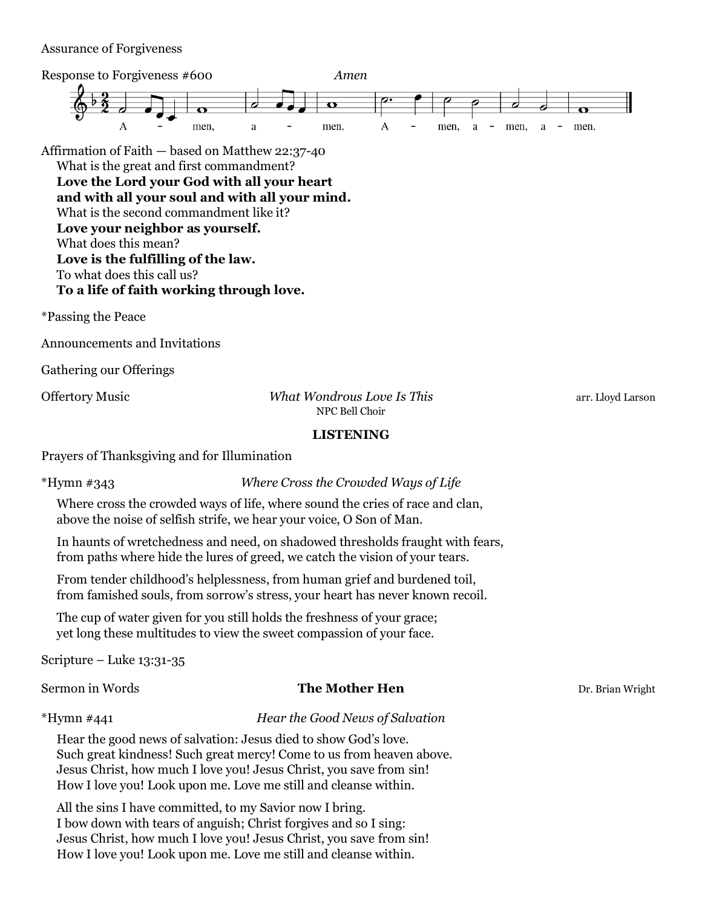Assurance of Forgiveness

Response to Forgiveness #600 *Amen*

A - men, a - men. A - men, a - men, a - men.

Affirmation of Faith — based on Matthew 22:37-40

What is the great and first commandment?
**Love the Lord your God with all your heart**
**and with all your soul and with all your mind.**
What is the second commandment like it?
**Love your neighbor as yourself.**
What does this mean?
**Love is the fulfilling of the law.**
To what does this call us?
**To a life of faith working through love.**

*Passing the Peace

Announcements and Invitations

Gathering our Offerings

Offertory Music *What Wondrous Love Is This* arr. Lloyd Larson
NPC Bell Choir

**LISTENING**

Prayers of Thanksgiving and for Illumination

*Hymn #343 *Where Cross the Crowded Ways of Life*

Where cross the crowded ways of life, where sound the cries of race and clan,
above the noise of selfish strife, we hear your voice, O Son of Man.

In haunts of wretchedness and need, on shadowed thresholds fraught with fears,
from paths where hide the lures of greed, we catch the vision of your tears.

From tender childhood's helplessness, from human grief and burdened toil,
from famished souls, from sorrow's stress, your heart has never known recoil.

The cup of water given for you still holds the freshness of your grace;
yet long these multitudes to view the sweet compassion of your face.

Scripture – Luke 13:31-35

Sermon in Words **The Mother Hen** Dr. Brian Wright

*Hymn #441 *Hear the Good News of Salvation*

Hear the good news of salvation: Jesus died to show God's love.
Such great kindness! Such great mercy! Come to us from heaven above.
Jesus Christ, how much I love you! Jesus Christ, you save from sin!
How I love you! Look upon me. Love me still and cleanse within.

All the sins I have committed, to my Savior now I bring.
I bow down with tears of anguish; Christ forgives and so I sing:
Jesus Christ, how much I love you! Jesus Christ, you save from sin!
How I love you! Look upon me. Love me still and cleanse within.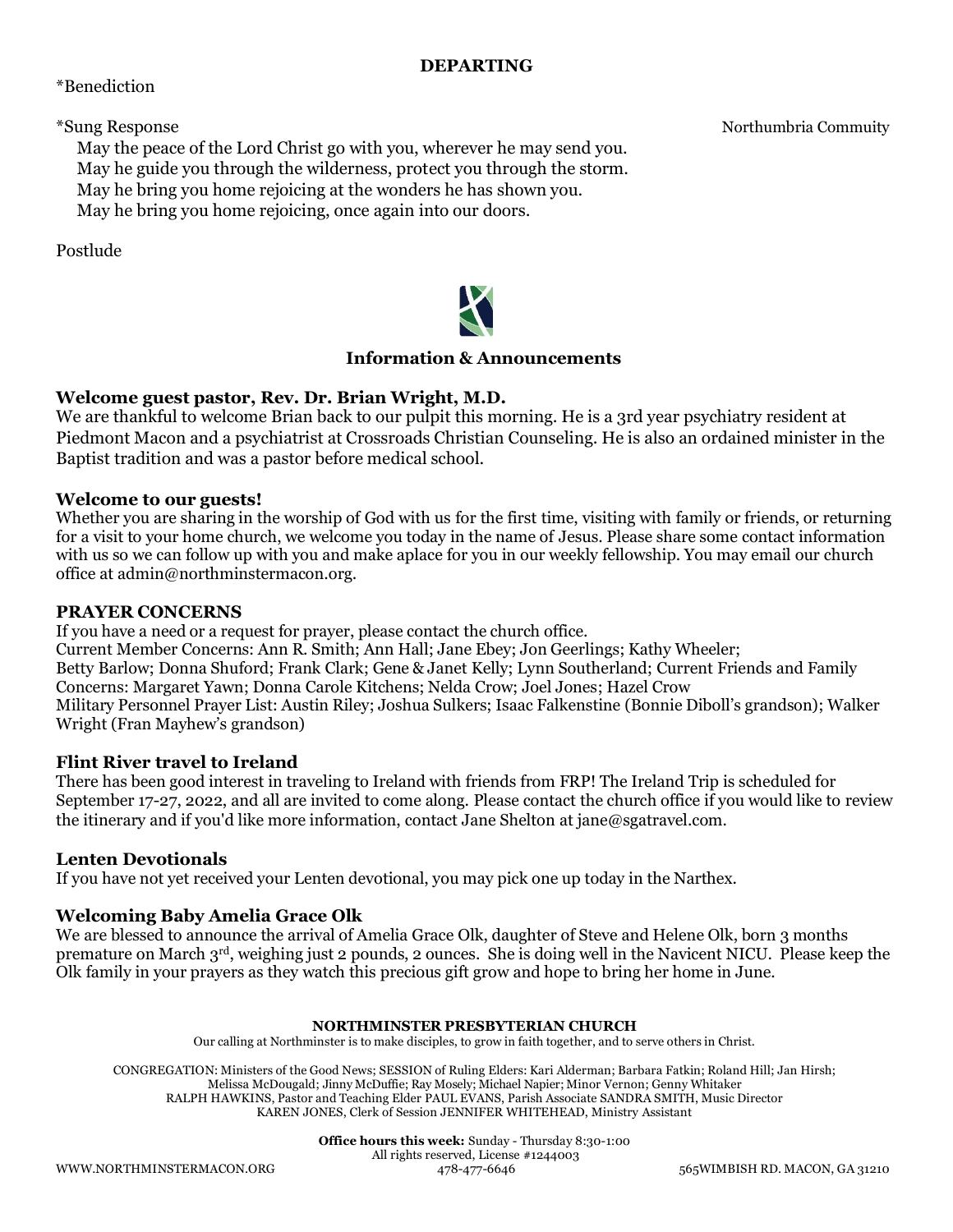## DEPARTING

*Benediction

*Sung Response Northumbria Commuity

May the peace of the Lord Christ go with you, wherever he may send you.
May he guide you through the wilderness, protect you through the storm.
May he bring you home rejoicing at the wonders he has shown you.
May he bring you home rejoicing, once again into our doors.

Postlude

## Information & Announcements

### Welcome guest pastor, Rev. Dr. Brian Wright, M.D.

We are thankful to welcome Brian back to our pulpit this morning. He is a 3rd year psychiatry resident at Piedmont Macon and a psychiatrist at Crossroads Christian Counseling. He is also an ordained minister in the Baptist tradition and was a pastor before medical school.

### Welcome to our guests!

Whether you are sharing in the worship of God with us for the first time, visiting with family or friends, or returning for a visit to your home church, we welcome you today in the name of Jesus. Please share some contact information with us so we can follow up with you and make aplace for you in our weekly fellowship. You may email our church office at admin@northminstermacon.org.

### PRAYER CONCERNS

If you have a need or a request for prayer, please contact the church office.
Current Member Concerns: Ann R. Smith; Ann Hall; Jane Ebey; Jon Geerlings; Kathy Wheeler; Betty Barlow; Donna Shuford; Frank Clark; Gene & Janet Kelly; Lynn Southerland; Current Friends and Family Concerns: Margaret Yawn; Donna Carole Kitchens; Nelda Crow; Joel Jones; Hazel Crow
Military Personnel Prayer List: Austin Riley; Joshua Sulkers; Isaac Falkenstine (Bonnie Diboll's grandson); Walker Wright (Fran Mayhew's grandson)

### Flint River travel to Ireland

There has been good interest in traveling to Ireland with friends from FRP! The Ireland Trip is scheduled for September 17-27, 2022, and all are invited to come along. Please contact the church office if you would like to review the itinerary and if you'd like more information, contact Jane Shelton at jane@sgatravel.com.

### Lenten Devotionals

If you have not yet received your Lenten devotional, you may pick one up today in the Narthex.

### Welcoming Baby Amelia Grace Olk

We are blessed to announce the arrival of Amelia Grace Olk, daughter of Steve and Helene Olk, born 3 months premature on March 3rd, weighing just 2 pounds, 2 ounces. She is doing well in the Navicent NICU. Please keep the Olk family in your prayers as they watch this precious gift grow and hope to bring her home in June.

**NORTHMINSTER PRESBYTERIAN CHURCH**

Our calling at Northminster is to make disciples, to grow in faith together, and to serve others in Christ.

CONGREGATION: Ministers of the Good News; SESSION of Ruling Elders: Kari Alderman; Barbara Fatkin; Roland Hill; Jan Hirsh; Melissa McDougald; Jinny McDuffie; Ray Mosely; Michael Napier; Minor Vernon; Genny Whitaker
RALPH HAWKINS, Pastor and Teaching Elder PAUL EVANS, Parish Associate SANDRA SMITH, Music Director
KAREN JONES, Clerk of Session JENNIFER WHITEHEAD, Ministry Assistant

**Office hours this week:** Sunday - Thursday 8:30-1:00
All rights reserved, License #1244003

WWW.NORTHMINSTERMACON.ORG 478-477-6646 565WIMBISH RD. MACON, GA 31210